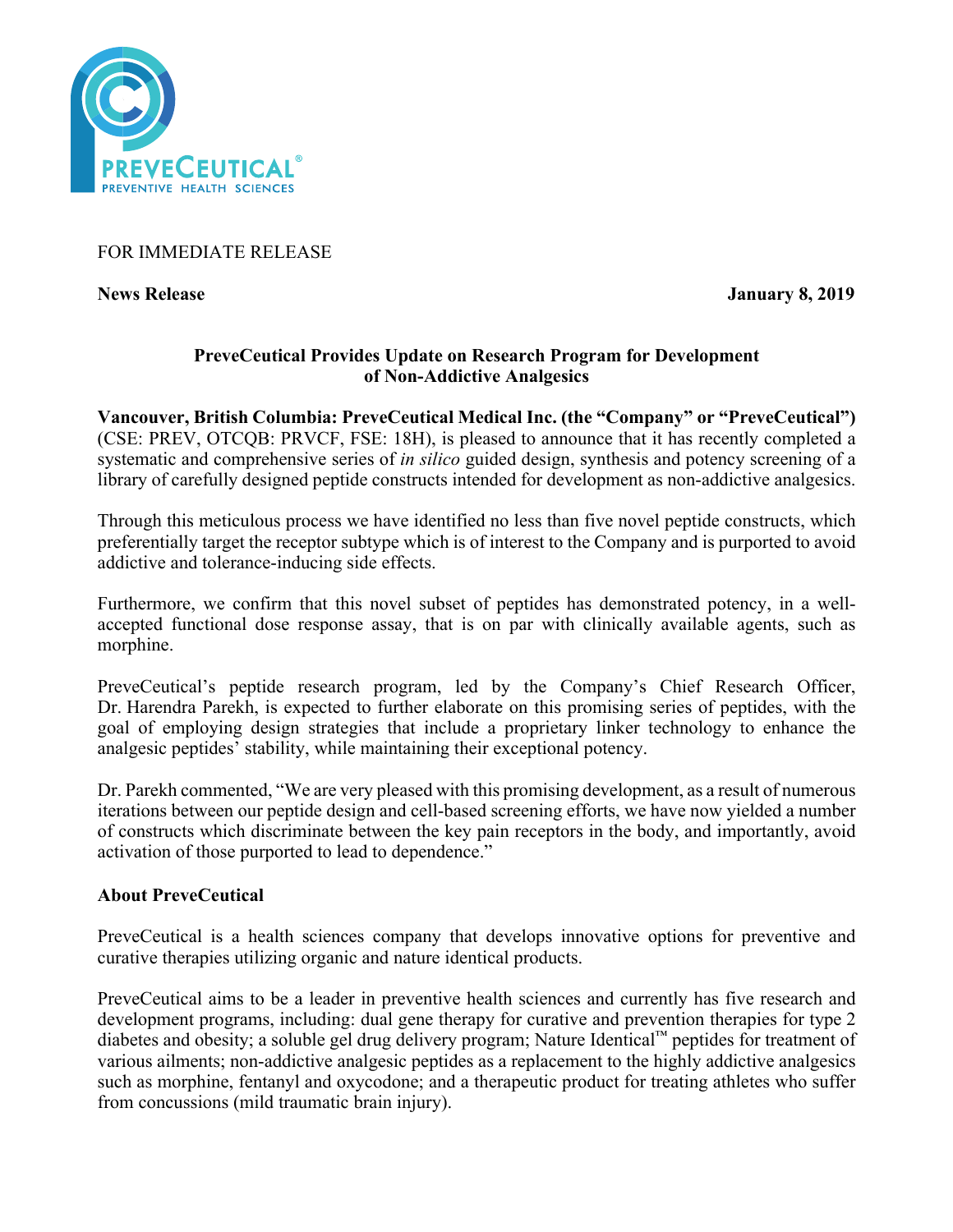FOR IMMEDIATE RELEASE

**News Release** **January 8, 2019**

## PreveCeutical Provides Update on Research Program for Development of Non-Addictive Analgesics

**Vancouver, British Columbia: PreveCeutical Medical Inc. (the "Company" or "PreveCeutical")** (CSE: PREV, OTCQB: PRVCF, FSE: 18H), is pleased to announce that it has recently completed a systematic and comprehensive series of *in silico* guided design, synthesis and potency screening of a library of carefully designed peptide constructs intended for development as non-addictive analgesics.

Through this meticulous process we have identified no less than five novel peptide constructs, which preferentially target the receptor subtype which is of interest to the Company and is purported to avoid addictive and tolerance-inducing side effects.

Furthermore, we confirm that this novel subset of peptides has demonstrated potency, in a well-accepted functional dose response assay, that is on par with clinically available agents, such as morphine.

PreveCeutical's peptide research program, led by the Company's Chief Research Officer, Dr. Harendra Parekh, is expected to further elaborate on this promising series of peptides, with the goal of employing design strategies that include a proprietary linker technology to enhance the analgesic peptides' stability, while maintaining their exceptional potency.

Dr. Parekh commented, "We are very pleased with this promising development, as a result of numerous iterations between our peptide design and cell-based screening efforts, we have now yielded a number of constructs which discriminate between the key pain receptors in the body, and importantly, avoid activation of those purported to lead to dependence."

### About PreveCeutical

PreveCeutical is a health sciences company that develops innovative options for preventive and curative therapies utilizing organic and nature identical products.

PreveCeutical aims to be a leader in preventive health sciences and currently has five research and development programs, including: dual gene therapy for curative and prevention therapies for type 2 diabetes and obesity; a soluble gel drug delivery program; Nature Identical™ peptides for treatment of various ailments; non-addictive analgesic peptides as a replacement to the highly addictive analgesics such as morphine, fentanyl and oxycodone; and a therapeutic product for treating athletes who suffer from concussions (mild traumatic brain injury).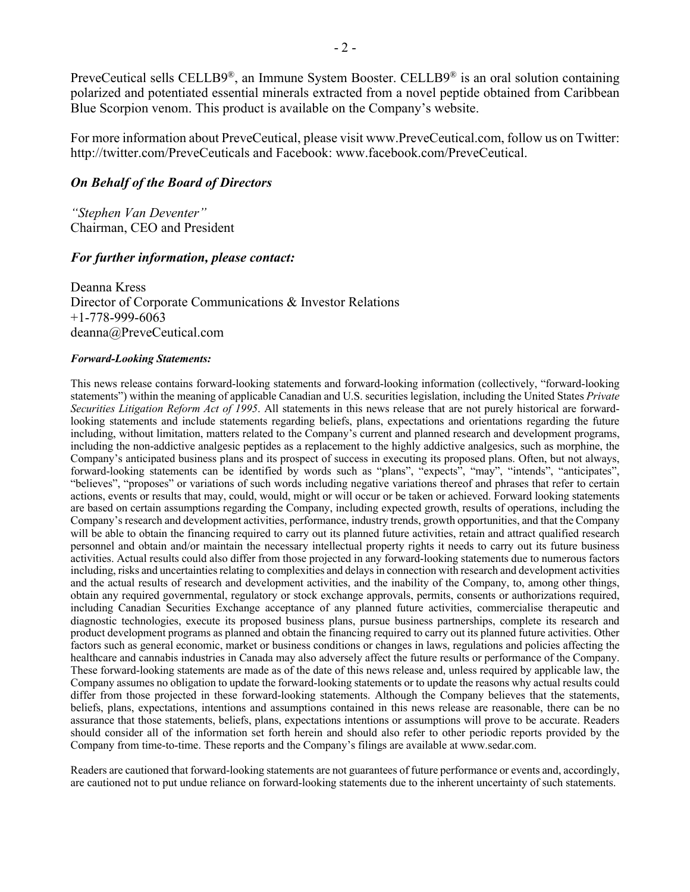PreveCeutical sells CELLB9®, an Immune System Booster. CELLB9® is an oral solution containing polarized and potentiated essential minerals extracted from a novel peptide obtained from Caribbean Blue Scorpion venom. This product is available on the Company's website.

For more information about PreveCeutical, please visit www.PreveCeutical.com, follow us on Twitter: http://twitter.com/PreveCeuticals and Facebook: www.facebook.com/PreveCeutical.

***On Behalf of the Board of Directors***

*"Stephen Van Deventer"*
Chairman, CEO and President

***For further information, please contact:***

Deanna Kress
Director of Corporate Communications & Investor Relations
+1-778-999-6063
deanna@PreveCeutical.com

***Forward-Looking Statements:***

This news release contains forward-looking statements and forward-looking information (collectively, "forward-looking statements") within the meaning of applicable Canadian and U.S. securities legislation, including the United States *Private Securities Litigation Reform Act of 1995*. All statements in this news release that are not purely historical are forward-looking statements and include statements regarding beliefs, plans, expectations and orientations regarding the future including, without limitation, matters related to the Company's current and planned research and development programs, including the non-addictive analgesic peptides as a replacement to the highly addictive analgesics, such as morphine, the Company's anticipated business plans and its prospect of success in executing its proposed plans. Often, but not always, forward-looking statements can be identified by words such as "plans", "expects", "may", "intends", "anticipates", "believes", "proposes" or variations of such words including negative variations thereof and phrases that refer to certain actions, events or results that may, could, would, might or will occur or be taken or achieved. Forward looking statements are based on certain assumptions regarding the Company, including expected growth, results of operations, including the Company's research and development activities, performance, industry trends, growth opportunities, and that the Company will be able to obtain the financing required to carry out its planned future activities, retain and attract qualified research personnel and obtain and/or maintain the necessary intellectual property rights it needs to carry out its future business activities. Actual results could also differ from those projected in any forward-looking statements due to numerous factors including, risks and uncertainties relating to complexities and delays in connection with research and development activities and the actual results of research and development activities, and the inability of the Company, to, among other things, obtain any required governmental, regulatory or stock exchange approvals, permits, consents or authorizations required, including Canadian Securities Exchange acceptance of any planned future activities, commercialise therapeutic and diagnostic technologies, execute its proposed business plans, pursue business partnerships, complete its research and product development programs as planned and obtain the financing required to carry out its planned future activities. Other factors such as general economic, market or business conditions or changes in laws, regulations and policies affecting the healthcare and cannabis industries in Canada may also adversely affect the future results or performance of the Company. These forward-looking statements are made as of the date of this news release and, unless required by applicable law, the Company assumes no obligation to update the forward-looking statements or to update the reasons why actual results could differ from those projected in these forward-looking statements. Although the Company believes that the statements, beliefs, plans, expectations, intentions and assumptions contained in this news release are reasonable, there can be no assurance that those statements, beliefs, plans, expectations intentions or assumptions will prove to be accurate. Readers should consider all of the information set forth herein and should also refer to other periodic reports provided by the Company from time-to-time. These reports and the Company's filings are available at www.sedar.com.

Readers are cautioned that forward-looking statements are not guarantees of future performance or events and, accordingly, are cautioned not to put undue reliance on forward-looking statements due to the inherent uncertainty of such statements.